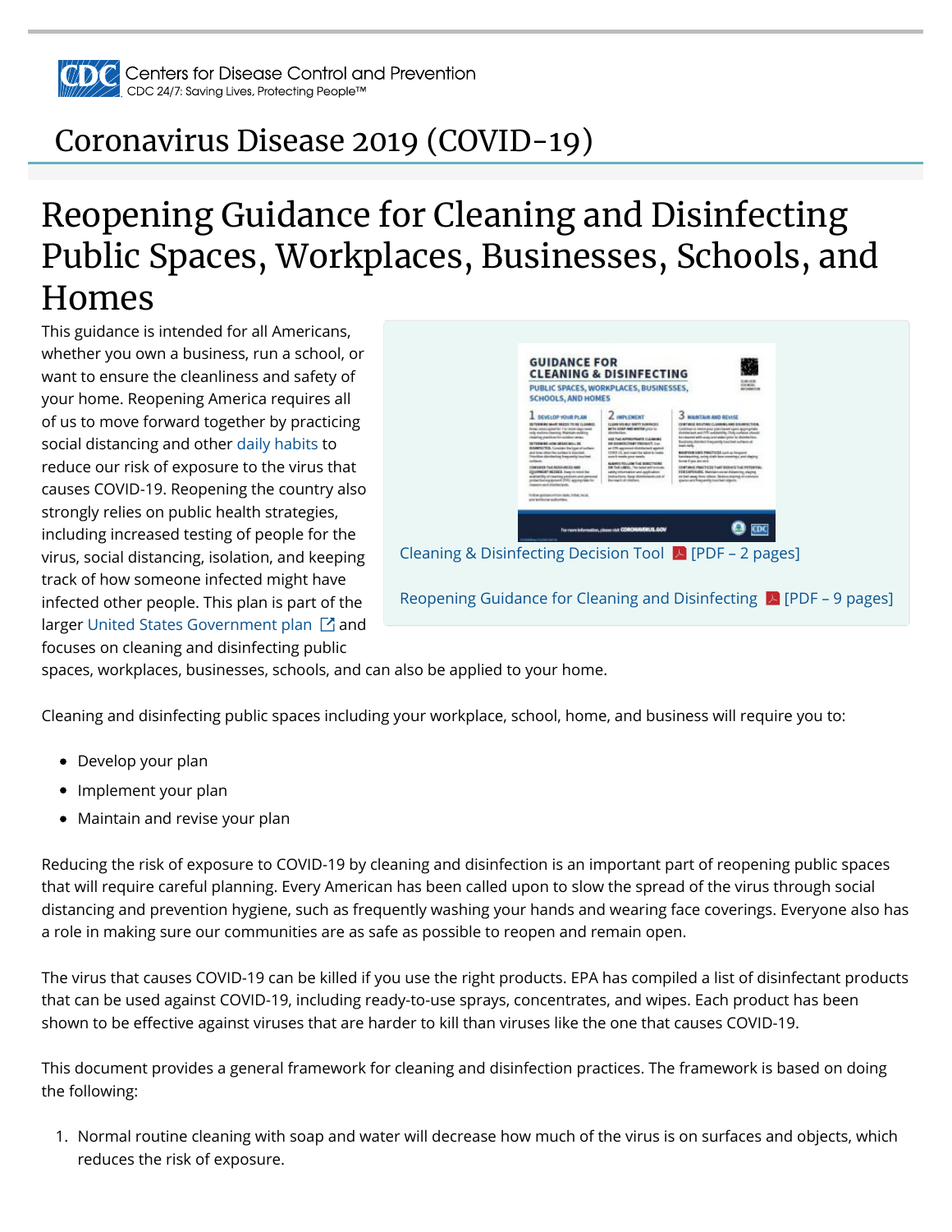Centers for Disease Control and Prevention
CDC 24/7: Saving Lives, Protecting People™

# Coronavirus Disease 2019 (COVID-19)

## Reopening Guidance for Cleaning and Disinfecting Public Spaces, Workplaces, Businesses, Schools, and Homes

This guidance is intended for all Americans, whether you own a business, run a school, or want to ensure the cleanliness and safety of your home. Reopening America requires all of us to move forward together by practicing social distancing and other daily habits to reduce our risk of exposure to the virus that causes COVID-19. Reopening the country also strongly relies on public health strategies, including increased testing of people for the virus, social distancing, isolation, and keeping track of how someone infected might have infected other people. This plan is part of the larger United States Government plan and focuses on cleaning and disinfecting public spaces, workplaces, businesses, schools, and can also be applied to your home.

Cleaning & Disinfecting Decision Tool [PDF – 2 pages]

Reopening Guidance for Cleaning and Disinfecting [PDF – 9 pages]

Cleaning and disinfecting public spaces including your workplace, school, home, and business will require you to:

- Develop your plan
- Implement your plan
- Maintain and revise your plan

Reducing the risk of exposure to COVID-19 by cleaning and disinfection is an important part of reopening public spaces that will require careful planning. Every American has been called upon to slow the spread of the virus through social distancing and prevention hygiene, such as frequently washing your hands and wearing face coverings. Everyone also has a role in making sure our communities are as safe as possible to reopen and remain open.

The virus that causes COVID-19 can be killed if you use the right products. EPA has compiled a list of disinfectant products that can be used against COVID-19, including ready-to-use sprays, concentrates, and wipes. Each product has been shown to be effective against viruses that are harder to kill than viruses like the one that causes COVID-19.

This document provides a general framework for cleaning and disinfection practices. The framework is based on doing the following:

1. Normal routine cleaning with soap and water will decrease how much of the virus is on surfaces and objects, which reduces the risk of exposure.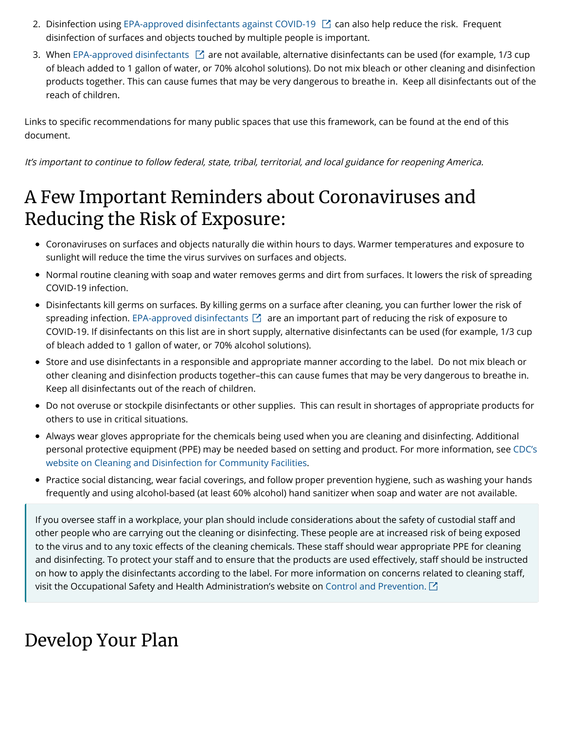2. Disinfection using EPA-approved disinfectants against COVID-19 can also help reduce the risk. Frequent disinfection of surfaces and objects touched by multiple people is important.
3. When EPA-approved disinfectants are not available, alternative disinfectants can be used (for example, 1/3 cup of bleach added to 1 gallon of water, or 70% alcohol solutions). Do not mix bleach or other cleaning and disinfection products together. This can cause fumes that may be very dangerous to breathe in. Keep all disinfectants out of the reach of children.

Links to specific recommendations for many public spaces that use this framework, can be found at the end of this document.

*It's important to continue to follow federal, state, tribal, territorial, and local guidance for reopening America.*

## A Few Important Reminders about Coronaviruses and Reducing the Risk of Exposure:

- Coronaviruses on surfaces and objects naturally die within hours to days. Warmer temperatures and exposure to sunlight will reduce the time the virus survives on surfaces and objects.
- Normal routine cleaning with soap and water removes germs and dirt from surfaces. It lowers the risk of spreading COVID-19 infection.
- Disinfectants kill germs on surfaces. By killing germs on a surface after cleaning, you can further lower the risk of spreading infection. EPA-approved disinfectants are an important part of reducing the risk of exposure to COVID-19. If disinfectants on this list are in short supply, alternative disinfectants can be used (for example, 1/3 cup of bleach added to 1 gallon of water, or 70% alcohol solutions).
- Store and use disinfectants in a responsible and appropriate manner according to the label. Do not mix bleach or other cleaning and disinfection products together–this can cause fumes that may be very dangerous to breathe in. Keep all disinfectants out of the reach of children.
- Do not overuse or stockpile disinfectants or other supplies. This can result in shortages of appropriate products for others to use in critical situations.
- Always wear gloves appropriate for the chemicals being used when you are cleaning and disinfecting. Additional personal protective equipment (PPE) may be needed based on setting and product. For more information, see CDC's website on Cleaning and Disinfection for Community Facilities.
- Practice social distancing, wear facial coverings, and follow proper prevention hygiene, such as washing your hands frequently and using alcohol-based (at least 60% alcohol) hand sanitizer when soap and water are not available.

> If you oversee staff in a workplace, your plan should include considerations about the safety of custodial staff and other people who are carrying out the cleaning or disinfecting. These people are at increased risk of being exposed to the virus and to any toxic effects of the cleaning chemicals. These staff should wear appropriate PPE for cleaning and disinfecting. To protect your staff and to ensure that the products are used effectively, staff should be instructed on how to apply the disinfectants according to the label. For more information on concerns related to cleaning staff, visit the Occupational Safety and Health Administration's website on Control and Prevention.

## Develop Your Plan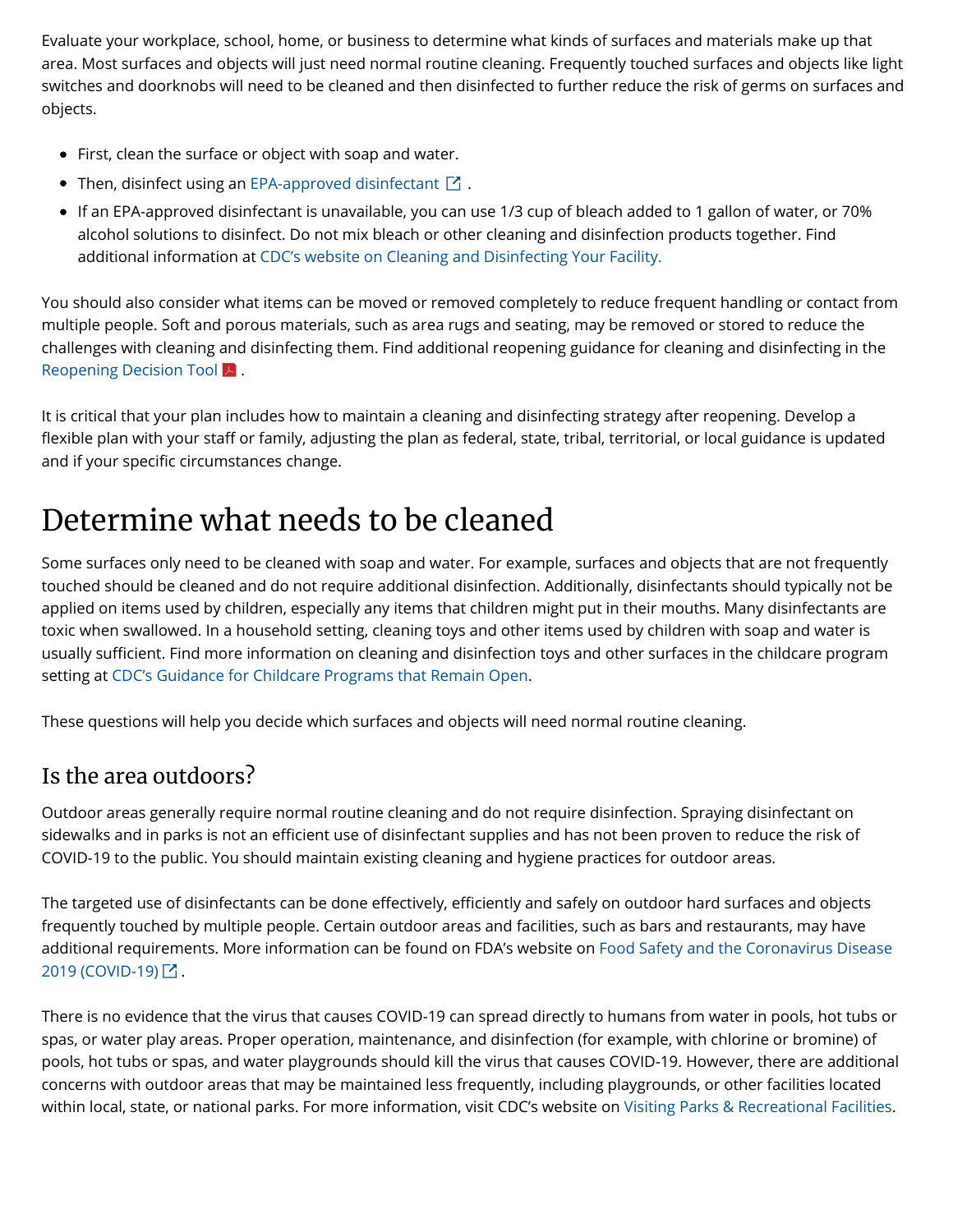Evaluate your workplace, school, home, or business to determine what kinds of surfaces and materials make up that area. Most surfaces and objects will just need normal routine cleaning. Frequently touched surfaces and objects like light switches and doorknobs will need to be cleaned and then disinfected to further reduce the risk of germs on surfaces and objects.

- First, clean the surface or object with soap and water.
- Then, disinfect using an EPA-approved disinfectant.
- If an EPA-approved disinfectant is unavailable, you can use 1/3 cup of bleach added to 1 gallon of water, or 70% alcohol solutions to disinfect. Do not mix bleach or other cleaning and disinfection products together. Find additional information at CDC's website on Cleaning and Disinfecting Your Facility.

You should also consider what items can be moved or removed completely to reduce frequent handling or contact from multiple people. Soft and porous materials, such as area rugs and seating, may be removed or stored to reduce the challenges with cleaning and disinfecting them. Find additional reopening guidance for cleaning and disinfecting in the Reopening Decision Tool.

It is critical that your plan includes how to maintain a cleaning and disinfecting strategy after reopening. Develop a flexible plan with your staff or family, adjusting the plan as federal, state, tribal, territorial, or local guidance is updated and if your specific circumstances change.

# Determine what needs to be cleaned

Some surfaces only need to be cleaned with soap and water. For example, surfaces and objects that are not frequently touched should be cleaned and do not require additional disinfection. Additionally, disinfectants should typically not be applied on items used by children, especially any items that children might put in their mouths. Many disinfectants are toxic when swallowed. In a household setting, cleaning toys and other items used by children with soap and water is usually sufficient. Find more information on cleaning and disinfection toys and other surfaces in the childcare program setting at CDC's Guidance for Childcare Programs that Remain Open.

These questions will help you decide which surfaces and objects will need normal routine cleaning.

## Is the area outdoors?

Outdoor areas generally require normal routine cleaning and do not require disinfection. Spraying disinfectant on sidewalks and in parks is not an efficient use of disinfectant supplies and has not been proven to reduce the risk of COVID-19 to the public. You should maintain existing cleaning and hygiene practices for outdoor areas.

The targeted use of disinfectants can be done effectively, efficiently and safely on outdoor hard surfaces and objects frequently touched by multiple people. Certain outdoor areas and facilities, such as bars and restaurants, may have additional requirements. More information can be found on FDA's website on Food Safety and the Coronavirus Disease 2019 (COVID-19).

There is no evidence that the virus that causes COVID-19 can spread directly to humans from water in pools, hot tubs or spas, or water play areas. Proper operation, maintenance, and disinfection (for example, with chlorine or bromine) of pools, hot tubs or spas, and water playgrounds should kill the virus that causes COVID-19. However, there are additional concerns with outdoor areas that may be maintained less frequently, including playgrounds, or other facilities located within local, state, or national parks. For more information, visit CDC's website on Visiting Parks & Recreational Facilities.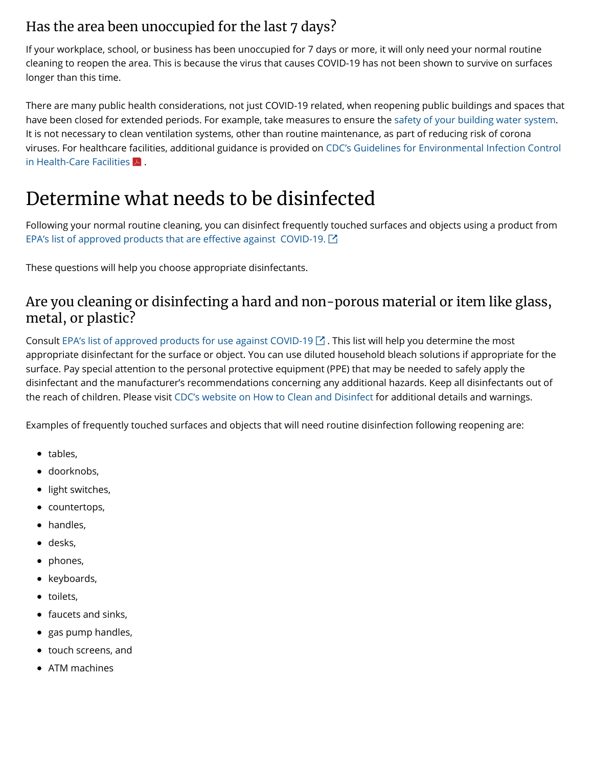### Has the area been unoccupied for the last 7 days?

If your workplace, school, or business has been unoccupied for 7 days or more, it will only need your normal routine cleaning to reopen the area. This is because the virus that causes COVID-19 has not been shown to survive on surfaces longer than this time.

There are many public health considerations, not just COVID-19 related, when reopening public buildings and spaces that have been closed for extended periods. For example, take measures to ensure the safety of your building water system. It is not necessary to clean ventilation systems, other than routine maintenance, as part of reducing risk of corona viruses. For healthcare facilities, additional guidance is provided on CDC's Guidelines for Environmental Infection Control in Health-Care Facilities .

## Determine what needs to be disinfected

Following your normal routine cleaning, you can disinfect frequently touched surfaces and objects using a product from EPA's list of approved products that are effective against COVID-19.

These questions will help you choose appropriate disinfectants.

### Are you cleaning or disinfecting a hard and non-porous material or item like glass, metal, or plastic?

Consult EPA's list of approved products for use against COVID-19 . This list will help you determine the most appropriate disinfectant for the surface or object. You can use diluted household bleach solutions if appropriate for the surface. Pay special attention to the personal protective equipment (PPE) that may be needed to safely apply the disinfectant and the manufacturer's recommendations concerning any additional hazards. Keep all disinfectants out of the reach of children. Please visit CDC's website on How to Clean and Disinfect for additional details and warnings.

Examples of frequently touched surfaces and objects that will need routine disinfection following reopening are:

- tables,
- doorknobs,
- light switches,
- countertops,
- handles,
- desks,
- phones,
- keyboards,
- toilets,
- faucets and sinks,
- gas pump handles,
- touch screens, and
- ATM machines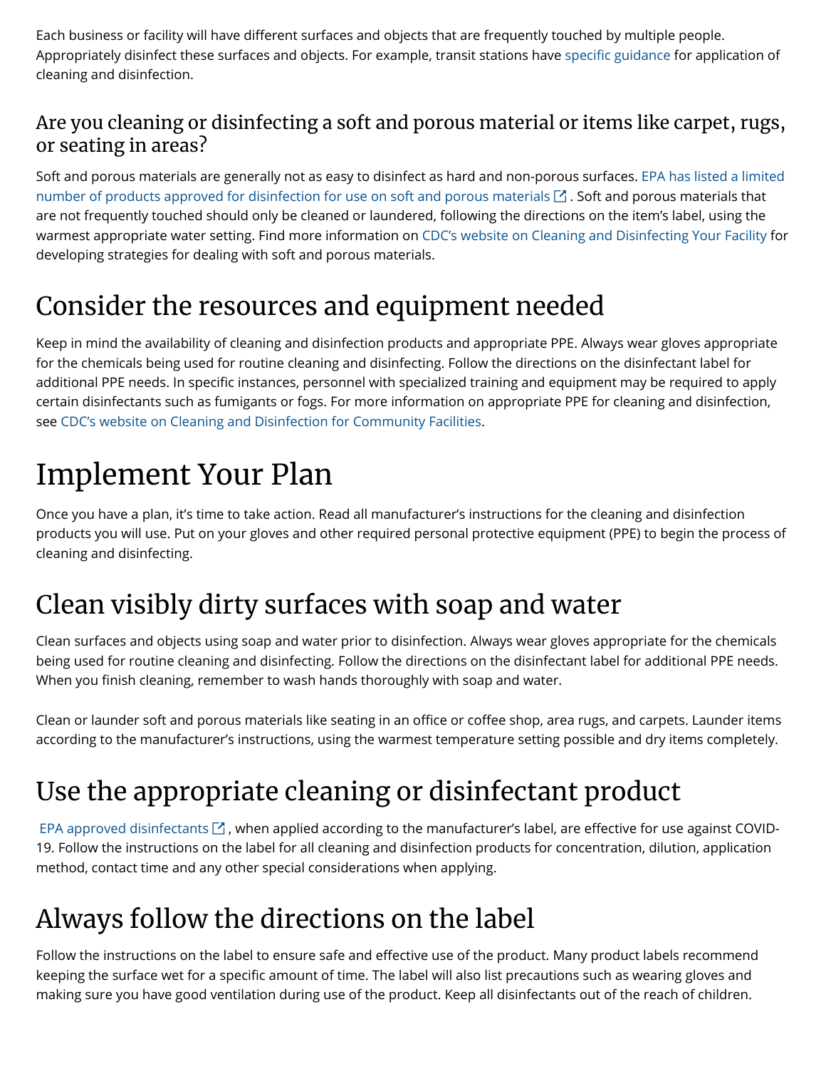Each business or facility will have different surfaces and objects that are frequently touched by multiple people. Appropriately disinfect these surfaces and objects. For example, transit stations have specific guidance for application of cleaning and disinfection.

### Are you cleaning or disinfecting a soft and porous material or items like carpet, rugs, or seating in areas?

Soft and porous materials are generally not as easy to disinfect as hard and non-porous surfaces. EPA has listed a limited number of products approved for disinfection for use on soft and porous materials. Soft and porous materials that are not frequently touched should only be cleaned or laundered, following the directions on the item's label, using the warmest appropriate water setting. Find more information on CDC's website on Cleaning and Disinfecting Your Facility for developing strategies for dealing with soft and porous materials.

## Consider the resources and equipment needed

Keep in mind the availability of cleaning and disinfection products and appropriate PPE. Always wear gloves appropriate for the chemicals being used for routine cleaning and disinfecting. Follow the directions on the disinfectant label for additional PPE needs. In specific instances, personnel with specialized training and equipment may be required to apply certain disinfectants such as fumigants or fogs. For more information on appropriate PPE for cleaning and disinfection, see CDC's website on Cleaning and Disinfection for Community Facilities.

# Implement Your Plan

Once you have a plan, it's time to take action. Read all manufacturer's instructions for the cleaning and disinfection products you will use. Put on your gloves and other required personal protective equipment (PPE) to begin the process of cleaning and disinfecting.

## Clean visibly dirty surfaces with soap and water

Clean surfaces and objects using soap and water prior to disinfection. Always wear gloves appropriate for the chemicals being used for routine cleaning and disinfecting. Follow the directions on the disinfectant label for additional PPE needs. When you finish cleaning, remember to wash hands thoroughly with soap and water.

Clean or launder soft and porous materials like seating in an office or coffee shop, area rugs, and carpets. Launder items according to the manufacturer's instructions, using the warmest temperature setting possible and dry items completely.

## Use the appropriate cleaning or disinfectant product

EPA approved disinfectants, when applied according to the manufacturer's label, are effective for use against COVID-19. Follow the instructions on the label for all cleaning and disinfection products for concentration, dilution, application method, contact time and any other special considerations when applying.

## Always follow the directions on the label

Follow the instructions on the label to ensure safe and effective use of the product. Many product labels recommend keeping the surface wet for a specific amount of time. The label will also list precautions such as wearing gloves and making sure you have good ventilation during use of the product. Keep all disinfectants out of the reach of children.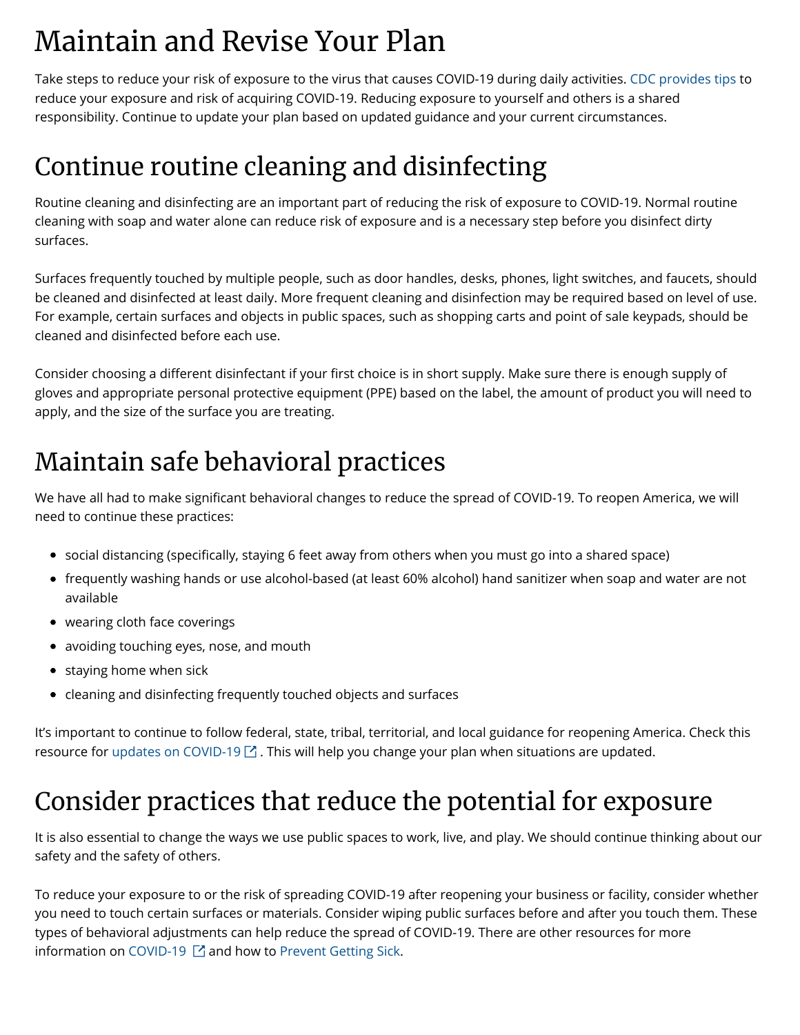# Maintain and Revise Your Plan

Take steps to reduce your risk of exposure to the virus that causes COVID-19 during daily activities. CDC provides tips to reduce your exposure and risk of acquiring COVID-19. Reducing exposure to yourself and others is a shared responsibility. Continue to update your plan based on updated guidance and your current circumstances.

# Continue routine cleaning and disinfecting

Routine cleaning and disinfecting are an important part of reducing the risk of exposure to COVID-19. Normal routine cleaning with soap and water alone can reduce risk of exposure and is a necessary step before you disinfect dirty surfaces.

Surfaces frequently touched by multiple people, such as door handles, desks, phones, light switches, and faucets, should be cleaned and disinfected at least daily. More frequent cleaning and disinfection may be required based on level of use. For example, certain surfaces and objects in public spaces, such as shopping carts and point of sale keypads, should be cleaned and disinfected before each use.

Consider choosing a different disinfectant if your first choice is in short supply. Make sure there is enough supply of gloves and appropriate personal protective equipment (PPE) based on the label, the amount of product you will need to apply, and the size of the surface you are treating.

# Maintain safe behavioral practices

We have all had to make significant behavioral changes to reduce the spread of COVID-19. To reopen America, we will need to continue these practices:

- social distancing (specifically, staying 6 feet away from others when you must go into a shared space)
- frequently washing hands or use alcohol-based (at least 60% alcohol) hand sanitizer when soap and water are not available
- wearing cloth face coverings
- avoiding touching eyes, nose, and mouth
- staying home when sick
- cleaning and disinfecting frequently touched objects and surfaces

It's important to continue to follow federal, state, tribal, territorial, and local guidance for reopening America. Check this resource for updates on COVID-19. This will help you change your plan when situations are updated.

# Consider practices that reduce the potential for exposure

It is also essential to change the ways we use public spaces to work, live, and play. We should continue thinking about our safety and the safety of others.

To reduce your exposure to or the risk of spreading COVID-19 after reopening your business or facility, consider whether you need to touch certain surfaces or materials. Consider wiping public surfaces before and after you touch them. These types of behavioral adjustments can help reduce the spread of COVID-19. There are other resources for more information on COVID-19 and how to Prevent Getting Sick.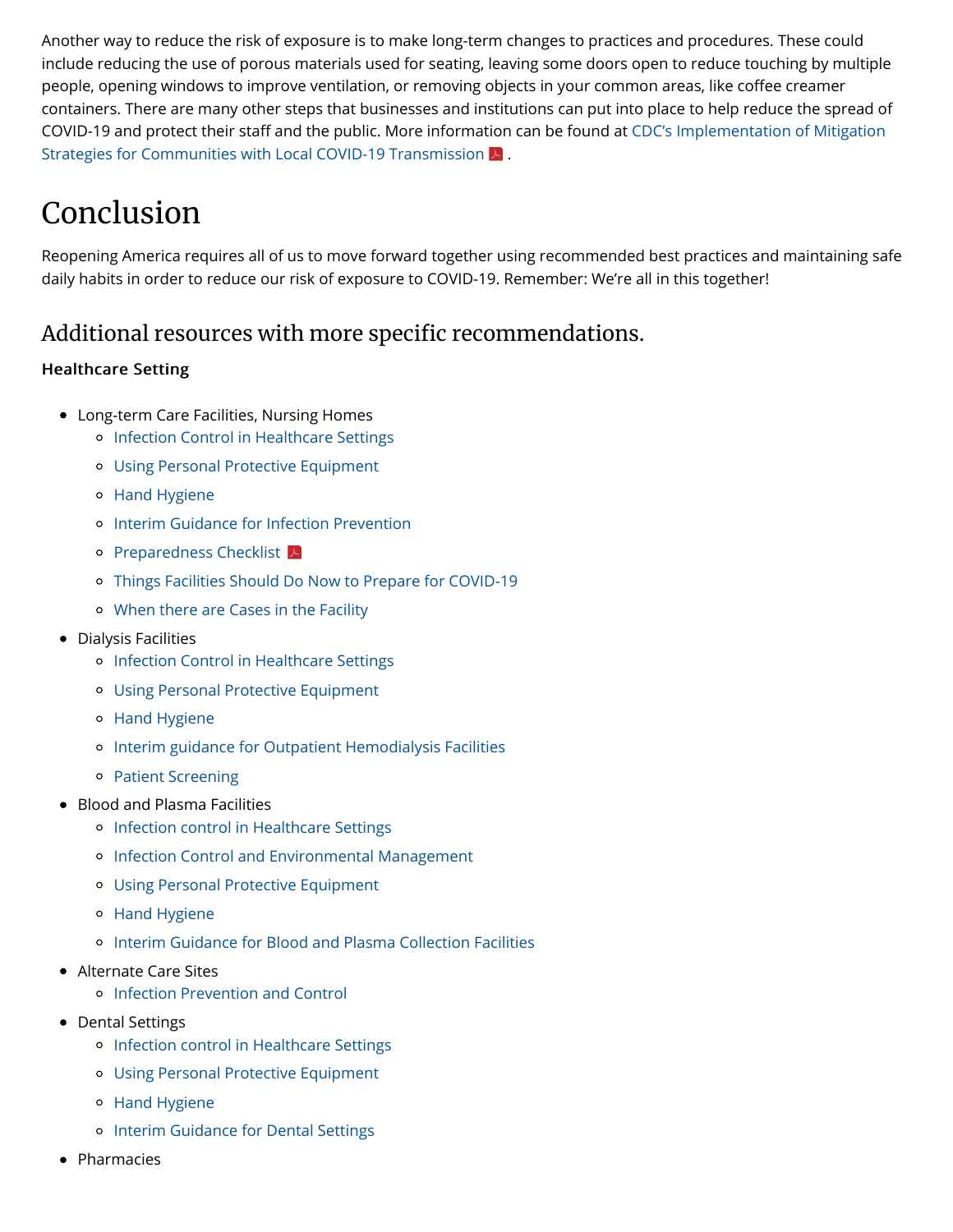Another way to reduce the risk of exposure is to make long-term changes to practices and procedures. These could include reducing the use of porous materials used for seating, leaving some doors open to reduce touching by multiple people, opening windows to improve ventilation, or removing objects in your common areas, like coffee creamer containers. There are many other steps that businesses and institutions can put into place to help reduce the spread of COVID-19 and protect their staff and the public. More information can be found at CDC's Implementation of Mitigation Strategies for Communities with Local COVID-19 Transmission .

# Conclusion

Reopening America requires all of us to move forward together using recommended best practices and maintaining safe daily habits in order to reduce our risk of exposure to COVID-19. Remember: We're all in this together!

## Additional resources with more specific recommendations.

**Healthcare Setting**

- Long-term Care Facilities, Nursing Homes
  - Infection Control in Healthcare Settings
  - Using Personal Protective Equipment
  - Hand Hygiene
  - Interim Guidance for Infection Prevention
  - Preparedness Checklist
  - Things Facilities Should Do Now to Prepare for COVID-19
  - When there are Cases in the Facility
- Dialysis Facilities
  - Infection Control in Healthcare Settings
  - Using Personal Protective Equipment
  - Hand Hygiene
  - Interim guidance for Outpatient Hemodialysis Facilities
  - Patient Screening
- Blood and Plasma Facilities
  - Infection control in Healthcare Settings
  - Infection Control and Environmental Management
  - Using Personal Protective Equipment
  - Hand Hygiene
  - Interim Guidance for Blood and Plasma Collection Facilities
- Alternate Care Sites
  - Infection Prevention and Control
- Dental Settings
  - Infection control in Healthcare Settings
  - Using Personal Protective Equipment
  - Hand Hygiene
  - Interim Guidance for Dental Settings
- Pharmacies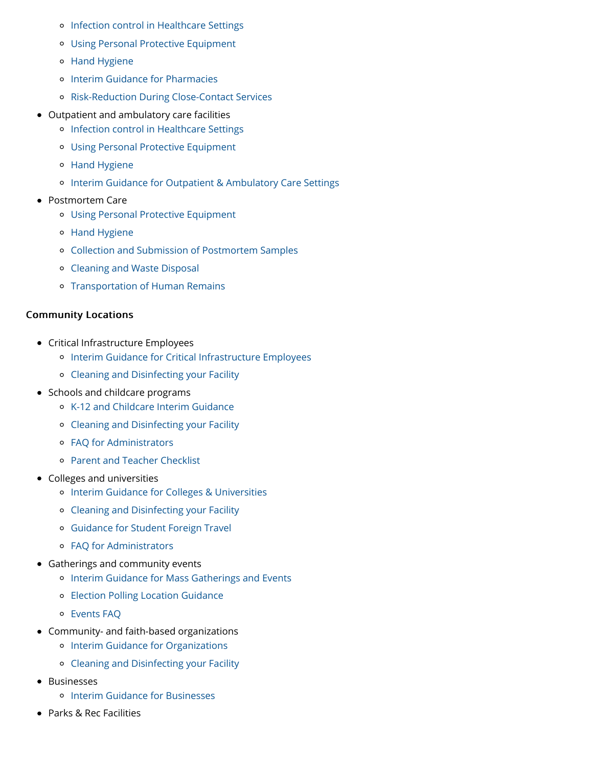- Infection control in Healthcare Settings
  - Using Personal Protective Equipment
  - Hand Hygiene
  - Interim Guidance for Pharmacies
  - Risk-Reduction During Close-Contact Services
- Outpatient and ambulatory care facilities
  - Infection control in Healthcare Settings
  - Using Personal Protective Equipment
  - Hand Hygiene
  - Interim Guidance for Outpatient & Ambulatory Care Settings
- Postmortem Care
  - Using Personal Protective Equipment
  - Hand Hygiene
  - Collection and Submission of Postmortem Samples
  - Cleaning and Waste Disposal
  - Transportation of Human Remains

**Community Locations**

- Critical Infrastructure Employees
  - Interim Guidance for Critical Infrastructure Employees
  - Cleaning and Disinfecting your Facility
- Schools and childcare programs
  - K-12 and Childcare Interim Guidance
  - Cleaning and Disinfecting your Facility
  - FAQ for Administrators
  - Parent and Teacher Checklist
- Colleges and universities
  - Interim Guidance for Colleges & Universities
  - Cleaning and Disinfecting your Facility
  - Guidance for Student Foreign Travel
  - FAQ for Administrators
- Gatherings and community events
  - Interim Guidance for Mass Gatherings and Events
  - Election Polling Location Guidance
  - Events FAQ
- Community- and faith-based organizations
  - Interim Guidance for Organizations
  - Cleaning and Disinfecting your Facility
- Businesses
  - Interim Guidance for Businesses
- Parks & Rec Facilities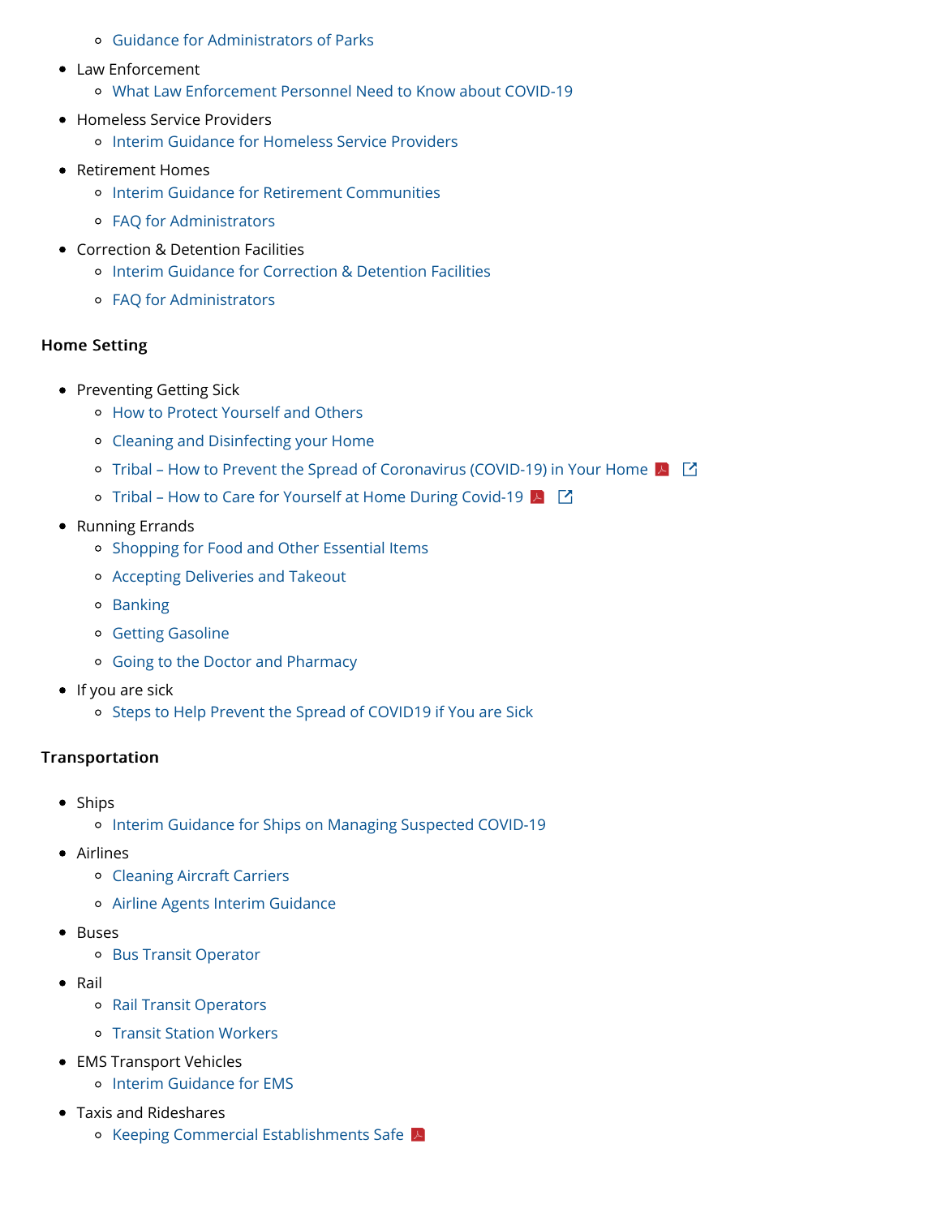- Guidance for Administrators of Parks
- Law Enforcement
  - What Law Enforcement Personnel Need to Know about COVID-19
- Homeless Service Providers
  - Interim Guidance for Homeless Service Providers
- Retirement Homes
  - Interim Guidance for Retirement Communities
  - FAQ for Administrators
- Correction & Detention Facilities
  - Interim Guidance for Correction & Detention Facilities
  - FAQ for Administrators

**Home Setting**

- Preventing Getting Sick
  - How to Protect Yourself and Others
  - Cleaning and Disinfecting your Home
  - Tribal – How to Prevent the Spread of Coronavirus (COVID-19) in Your Home
  - Tribal – How to Care for Yourself at Home During Covid-19
- Running Errands
  - Shopping for Food and Other Essential Items
  - Accepting Deliveries and Takeout
  - Banking
  - Getting Gasoline
  - Going to the Doctor and Pharmacy
- If you are sick
  - Steps to Help Prevent the Spread of COVID19 if You are Sick

**Transportation**

- Ships
  - Interim Guidance for Ships on Managing Suspected COVID-19
- Airlines
  - Cleaning Aircraft Carriers
  - Airline Agents Interim Guidance
- Buses
  - Bus Transit Operator
- Rail
  - Rail Transit Operators
  - Transit Station Workers
- EMS Transport Vehicles
  - Interim Guidance for EMS
- Taxis and Rideshares
  - Keeping Commercial Establishments Safe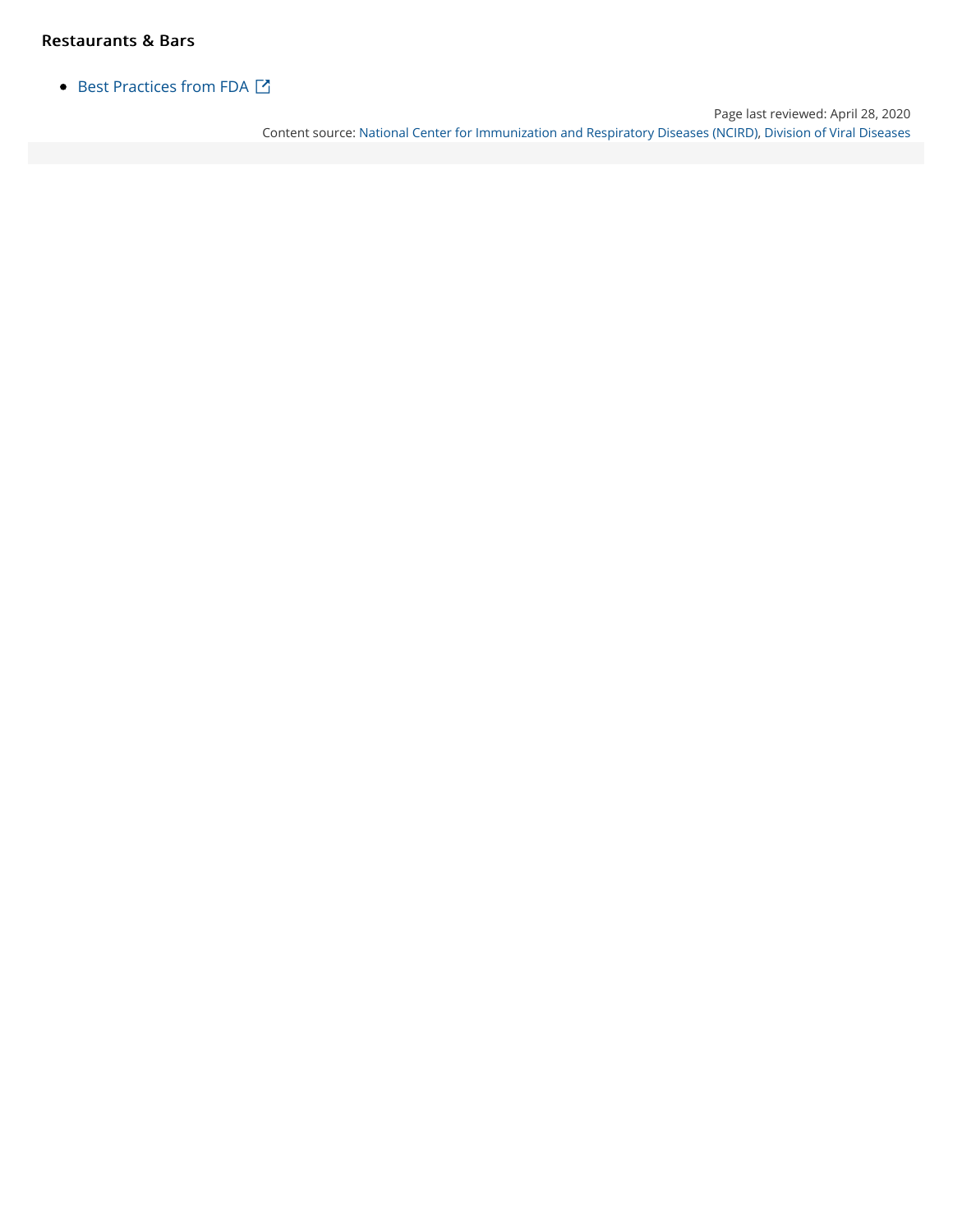### Restaurants & Bars

- Best Practices from FDA

Page last reviewed: April 28, 2020

Content source: National Center for Immunization and Respiratory Diseases (NCIRD), Division of Viral Diseases